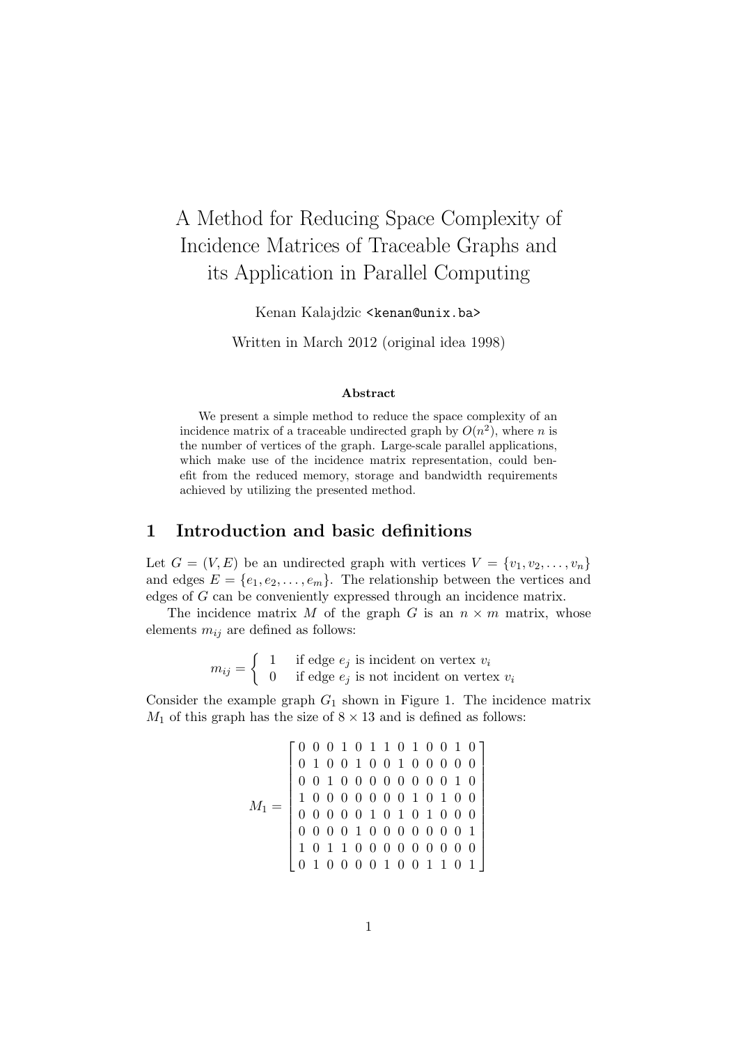# A Method for Reducing Space Complexity of Incidence Matrices of Traceable Graphs and its Application in Parallel Computing

Kenan Kalajdzic <kenan@unix.ba>

Written in March 2012 (original idea 1998)

### Abstract

We present a simple method to reduce the space complexity of an incidence matrix of a traceable undirected graph by $O(n^2)$, where $n$ is the number of vertices of the graph. Large-scale parallel applications, which make use of the incidence matrix representation, could benefit from the reduced memory, storage and bandwidth requirements achieved by utilizing the presented method.

## 1 Introduction and basic definitions

Let $G = (V, E)$ be an undirected graph with vertices $V = \{v_1, v_2, \ldots, v_n\}$ and edges $E = \{e_1, e_2, \ldots, e_m\}$. The relationship between the vertices and edges of $G$ can be conveniently expressed through an incidence matrix.

The incidence matrix $M$ of the graph $G$ is an $n \times m$ matrix, whose elements $m_{ij}$ are defined as follows:

$$m_{ij} = \begin{cases} 1 & \text{if edge } e_j \text{ is incident on vertex } v_i \\ 0 & \text{if edge } e_j \text{ is not incident on vertex } v_i \end{cases}$$

Consider the example graph $G_1$ shown in Figure 1. The incidence matrix $M_1$ of this graph has the size of $8 \times 13$ and is defined as follows:

$$M_1 = \begin{bmatrix} 0&0&0&1&0&1&1&0&1&0&0&1&0 \\ 0&1&0&0&1&0&0&1&0&0&0&0&0 \\ 0&0&1&0&0&0&0&0&0&0&0&1&0 \\ 1&0&0&0&0&0&0&0&1&0&1&0&0 \\ 0&0&0&0&0&1&0&1&0&1&0&0&0 \\ 0&0&0&0&1&0&0&0&0&0&0&0&1 \\ 1&0&1&1&0&0&0&0&0&0&0&0&0 \\ 0&1&0&0&0&0&1&0&0&1&1&0&1 \end{bmatrix}$$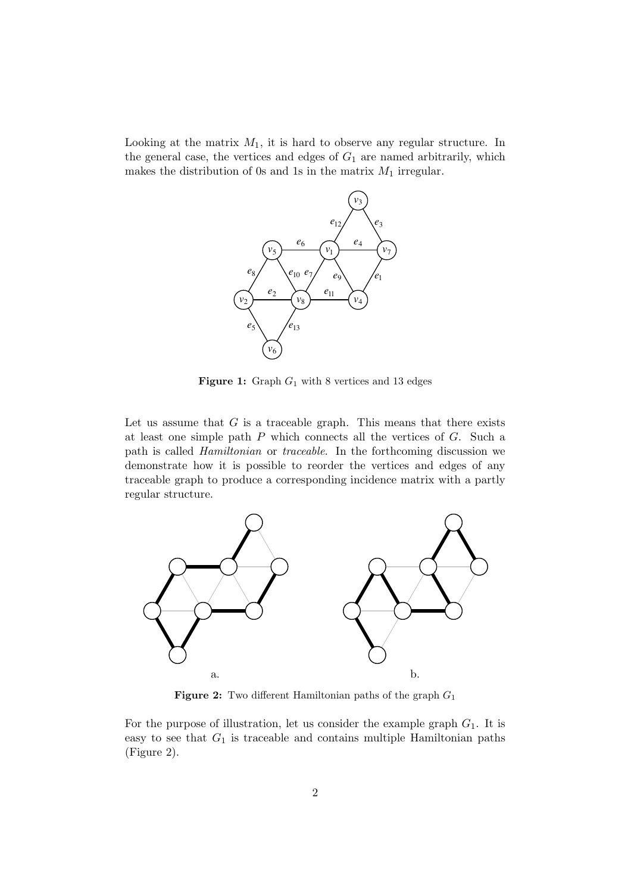Looking at the matrix $M_1$, it is hard to observe any regular structure. In the general case, the vertices and edges of $G_1$ are named arbitrarily, which makes the distribution of 0s and 1s in the matrix $M_1$ irregular.

**Figure 1:** Graph $G_1$ with 8 vertices and 13 edges

Let us assume that $G$ is a traceable graph. This means that there exists at least one simple path $P$ which connects all the vertices of $G$. Such a path is called *Hamiltonian* or *traceable*. In the forthcoming discussion we demonstrate how it is possible to reorder the vertices and edges of any traceable graph to produce a corresponding incidence matrix with a partly regular structure.

**Figure 2:** Two different Hamiltonian paths of the graph $G_1$

For the purpose of illustration, let us consider the example graph $G_1$. It is easy to see that $G_1$ is traceable and contains multiple Hamiltonian paths (Figure 2).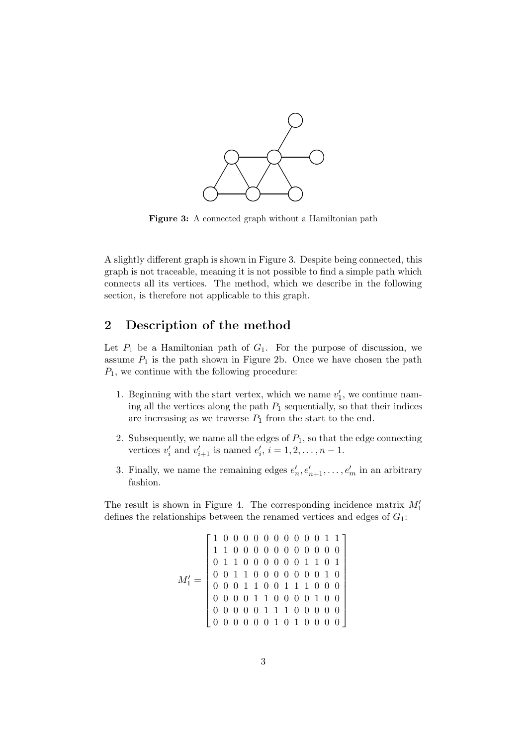**Figure 3:** A connected graph without a Hamiltonian path

A slightly different graph is shown in Figure 3. Despite being connected, this graph is not traceable, meaning it is not possible to find a simple path which connects all its vertices. The method, which we describe in the following section, is therefore not applicable to this graph.

## 2 Description of the method

Let $P_1$ be a Hamiltonian path of $G_1$. For the purpose of discussion, we assume $P_1$ is the path shown in Figure 2b. Once we have chosen the path $P_1$, we continue with the following procedure:

1. Beginning with the start vertex, which we name $v_1'$, we continue naming all the vertices along the path $P_1$ sequentially, so that their indices are increasing as we traverse $P_1$ from the start to the end.
2. Subsequently, we name all the edges of $P_1$, so that the edge connecting vertices $v_i'$ and $v_{i+1}'$ is named $e_i'$, $i = 1, 2, \ldots, n-1$.
3. Finally, we name the remaining edges $e_n', e_{n+1}', \ldots, e_m'$ in an arbitrary fashion.

The result is shown in Figure 4. The corresponding incidence matrix $M_1'$ defines the relationships between the renamed vertices and edges of $G_1$:

$$M_1' = \begin{bmatrix} 1 & 0 & 0 & 0 & 0 & 0 & 0 & 0 & 0 & 0 & 0 & 0 & 1 & 1 \\ 1 & 1 & 0 & 0 & 0 & 0 & 0 & 0 & 0 & 0 & 0 & 0 & 0 & 0 \\ 0 & 1 & 1 & 0 & 0 & 0 & 0 & 0 & 0 & 0 & 1 & 1 & 0 & 1 \\ 0 & 0 & 1 & 1 & 0 & 0 & 0 & 0 & 0 & 0 & 0 & 0 & 1 & 0 \\ 0 & 0 & 0 & 1 & 1 & 0 & 0 & 1 & 1 & 1 & 0 & 0 & 0 & 0 \\ 0 & 0 & 0 & 0 & 1 & 1 & 0 & 0 & 0 & 0 & 1 & 0 & 0 & 0 \\ 0 & 0 & 0 & 0 & 0 & 1 & 1 & 1 & 0 & 0 & 0 & 0 & 0 & 0 \\ 0 & 0 & 0 & 0 & 0 & 0 & 1 & 0 & 1 & 0 & 0 & 0 & 0 & 0 \end{bmatrix}$$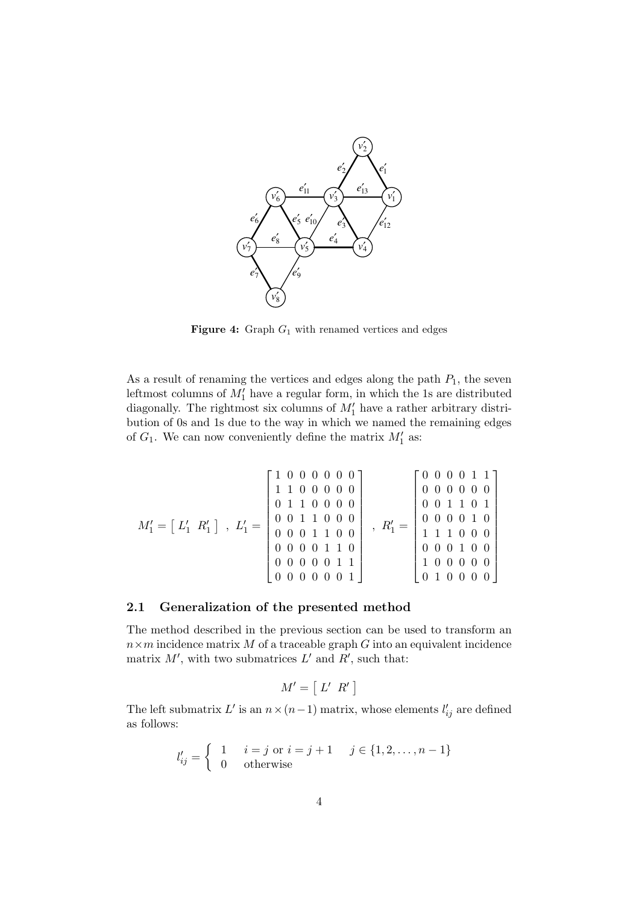**Figure 4:** Graph $G_1$ with renamed vertices and edges

As a result of renaming the vertices and edges along the path $P_1$, the seven leftmost columns of $M_1'$ have a regular form, in which the 1s are distributed diagonally. The rightmost six columns of $M_1'$ have a rather arbitrary distribution of 0s and 1s due to the way in which we named the remaining edges of $G_1$. We can now conveniently define the matrix $M_1'$ as:

$$M_1' = \begin{bmatrix} L_1' & R_1' \end{bmatrix} \ , \ L_1' = \begin{bmatrix} 1 & 0 & 0 & 0 & 0 & 0 & 0 \\ 1 & 1 & 0 & 0 & 0 & 0 & 0 \\ 0 & 1 & 1 & 0 & 0 & 0 & 0 \\ 0 & 0 & 1 & 1 & 0 & 0 & 0 \\ 0 & 0 & 0 & 1 & 1 & 0 & 0 \\ 0 & 0 & 0 & 0 & 1 & 1 & 0 \\ 0 & 0 & 0 & 0 & 0 & 1 & 1 \\ 0 & 0 & 0 & 0 & 0 & 0 & 1 \end{bmatrix} \ , \ R_1' = \begin{bmatrix} 0 & 0 & 0 & 0 & 1 & 1 \\ 0 & 0 & 0 & 0 & 0 & 0 \\ 0 & 0 & 1 & 1 & 0 & 1 \\ 0 & 0 & 0 & 0 & 1 & 0 \\ 1 & 1 & 1 & 0 & 0 & 0 \\ 0 & 0 & 0 & 1 & 0 & 0 \\ 1 & 0 & 0 & 0 & 0 & 0 \\ 0 & 1 & 0 & 0 & 0 & 0 \end{bmatrix}$$

### 2.1 Generalization of the presented method

The method described in the previous section can be used to transform an $n \times m$ incidence matrix $M$ of a traceable graph $G$ into an equivalent incidence matrix $M'$, with two submatrices $L'$ and $R'$, such that:

$$M' = \begin{bmatrix} L' & R' \end{bmatrix}$$

The left submatrix $L'$ is an $n \times (n-1)$ matrix, whose elements $l_{ij}'$ are defined as follows:

$$l_{ij}' = \begin{cases} 1 & i = j \text{ or } i = j+1 \qquad j \in \{1, 2, \ldots, n-1\} \\ 0 & \text{otherwise} \end{cases}$$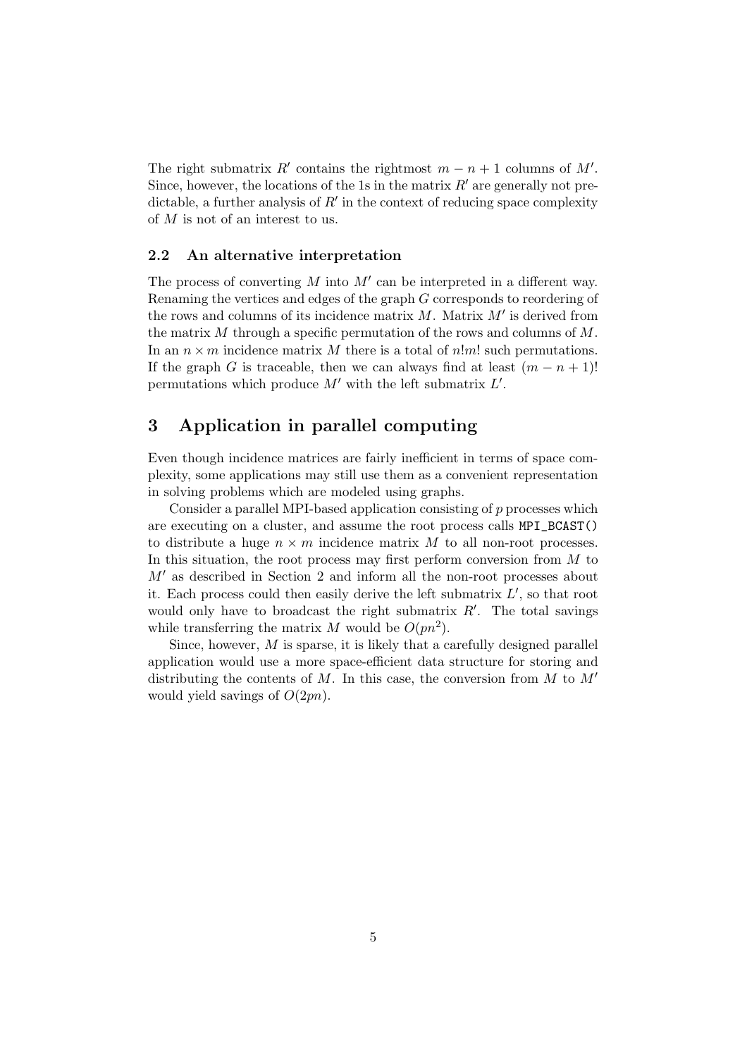The right submatrix $R'$ contains the rightmost $m - n + 1$ columns of $M'$. Since, however, the locations of the 1s in the matrix $R'$ are generally not predictable, a further analysis of $R'$ in the context of reducing space complexity of $M$ is not of an interest to us.

### 2.2 An alternative interpretation

The process of converting $M$ into $M'$ can be interpreted in a different way. Renaming the vertices and edges of the graph $G$ corresponds to reordering of the rows and columns of its incidence matrix $M$. Matrix $M'$ is derived from the matrix $M$ through a specific permutation of the rows and columns of $M$. In an $n \times m$ incidence matrix $M$ there is a total of $n!m!$ such permutations. If the graph $G$ is traceable, then we can always find at least $(m - n + 1)!$ permutations which produce $M'$ with the left submatrix $L'$.

## 3 Application in parallel computing

Even though incidence matrices are fairly inefficient in terms of space complexity, some applications may still use them as a convenient representation in solving problems which are modeled using graphs.

Consider a parallel MPI-based application consisting of $p$ processes which are executing on a cluster, and assume the root process calls `MPI_BCAST()` to distribute a huge $n \times m$ incidence matrix $M$ to all non-root processes. In this situation, the root process may first perform conversion from $M$ to $M'$ as described in Section 2 and inform all the non-root processes about it. Each process could then easily derive the left submatrix $L'$, so that root would only have to broadcast the right submatrix $R'$. The total savings while transferring the matrix $M$ would be $O(pn^2)$.

Since, however, $M$ is sparse, it is likely that a carefully designed parallel application would use a more space-efficient data structure for storing and distributing the contents of $M$. In this case, the conversion from $M$ to $M'$ would yield savings of $O(2pn)$.